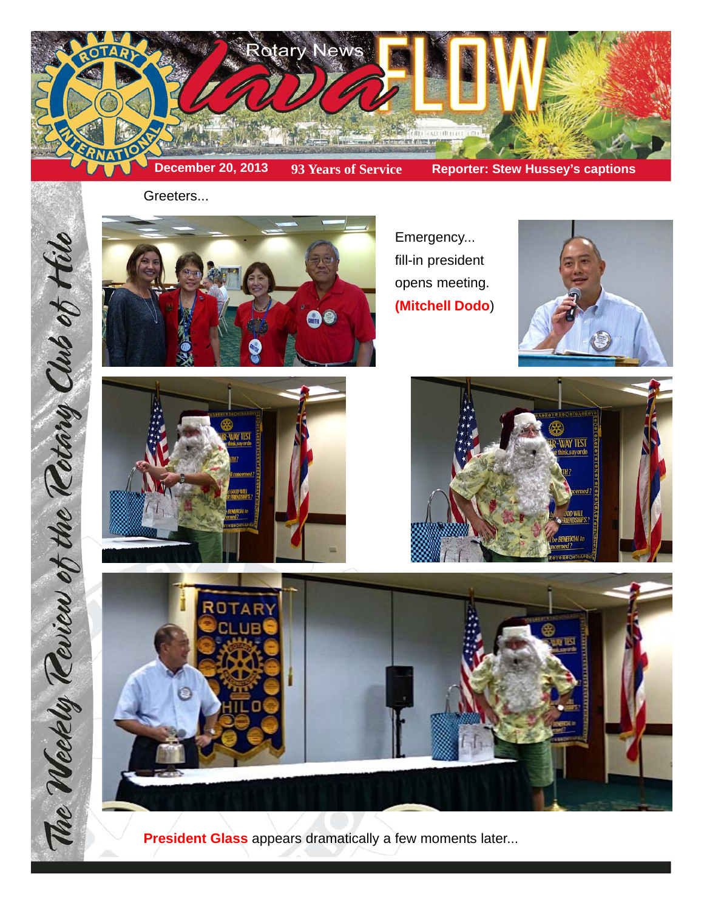# Rotary News lava FLOW

**December 20, 2013** | **93 Years of Service** | **Reporter: Stew Hussey's captions**

*The Weekly Review of the Rotary Club of Hilo*

Greeters...

Emergency... fill-in president opens meeting. **(Mitchell Dodo)**

**President Glass** appears dramatically a few moments later...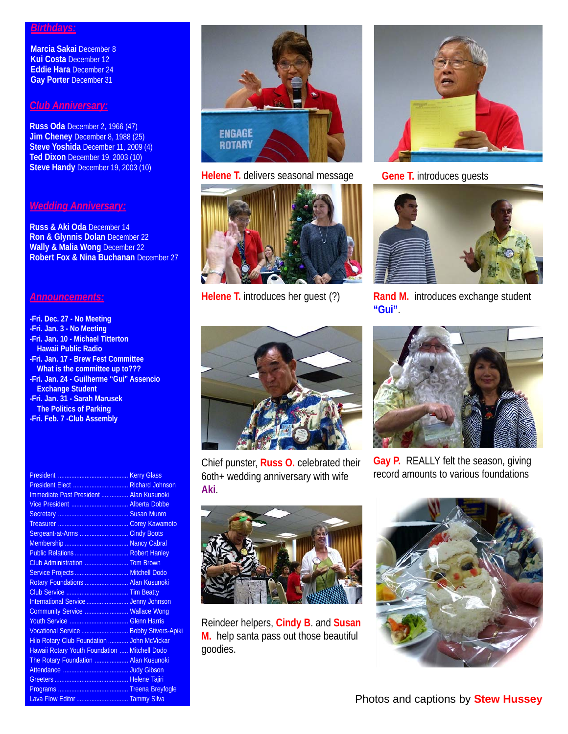## Birthdays:

**Marcia Sakai** December 8
**Kui Costa** December 12
**Eddie Hara** December 24
**Gay Porter** December 31

## Club Anniversary:

**Russ Oda** December 2, 1966 (47)
**Jim Cheney** December 8, 1988 (25)
**Steve Yoshida** December 11, 2009 (4)
**Ted Dixon** December 19, 2003 (10)
**Steve Handy** December 19, 2003 (10)

## Wedding Anniversary:

**Russ & Aki Oda** December 14
**Ron & Glynnis Dolan** December 22
**Wally & Malia Wong** December 22
**Robert Fox & Nina Buchanan** December 27

## Announcements:

- Fri. Dec. 27 - No Meeting
- Fri. Jan. 3 - No Meeting
- Fri. Jan. 10 - Michael Titterton
  Hawaii Public Radio
- Fri. Jan. 17 - Brew Fest Committee
  What is the committee up to???
- Fri. Jan. 24 - Guilherme "Gui" Assencio
  Exchange Student
- Fri. Jan. 31 - Sarah Marusek
  The Politics of Parking
- Fri. Feb. 7 - Club Assembly

| | |
|---|---|
| President | Kerry Glass |
| President Elect | Richard Johnson |
| Immediate Past President | Alan Kusunoki |
| Vice President | Alberta Dobbe |
| Secretary | Susan Munro |
| Treasurer | Corey Kawamoto |
| Sergeant-at-Arms | Cindy Boots |
| Membership | Nancy Cabral |
| Public Relations | Robert Hanley |
| Club Administration | Tom Brown |
| Service Projects | Mitchell Dodo |
| Rotary Foundations | Alan Kusunoki |
| Club Service | Tim Beatty |
| International Service | Jenny Johnson |
| Community Service | Wallace Wong |
| Youth Service | Glenn Harris |
| Vocational Service | Bobby Stivers-Apiki |
| Hilo Rotary Club Foundation | John McVickar |
| Hawaii Rotary Youth Foundation | Mitchell Dodo |
| The Rotary Foundation | Alan Kusunoki |
| Attendance | Judy Gibson |
| Greeters | Helene Tajiri |
| Programs | Treena Breyfogle |
| Lava Flow Editor | Tammy Silva |

**Helene T.** delivers seasonal message

**Gene T.** introduces guests

**Helene T.** introduces her guest (?)

**Rand M.** introduces exchange student **"Gui"**.

Chief punster, **Russ O.** celebrated their 6oth+ wedding anniversary with wife **Aki**.

**Gay P.** REALLY felt the season, giving record amounts to various foundations

Reindeer helpers, **Cindy B**. and **Susan M.** help santa pass out those beautiful goodies.

Photos and captions by **Stew Hussey**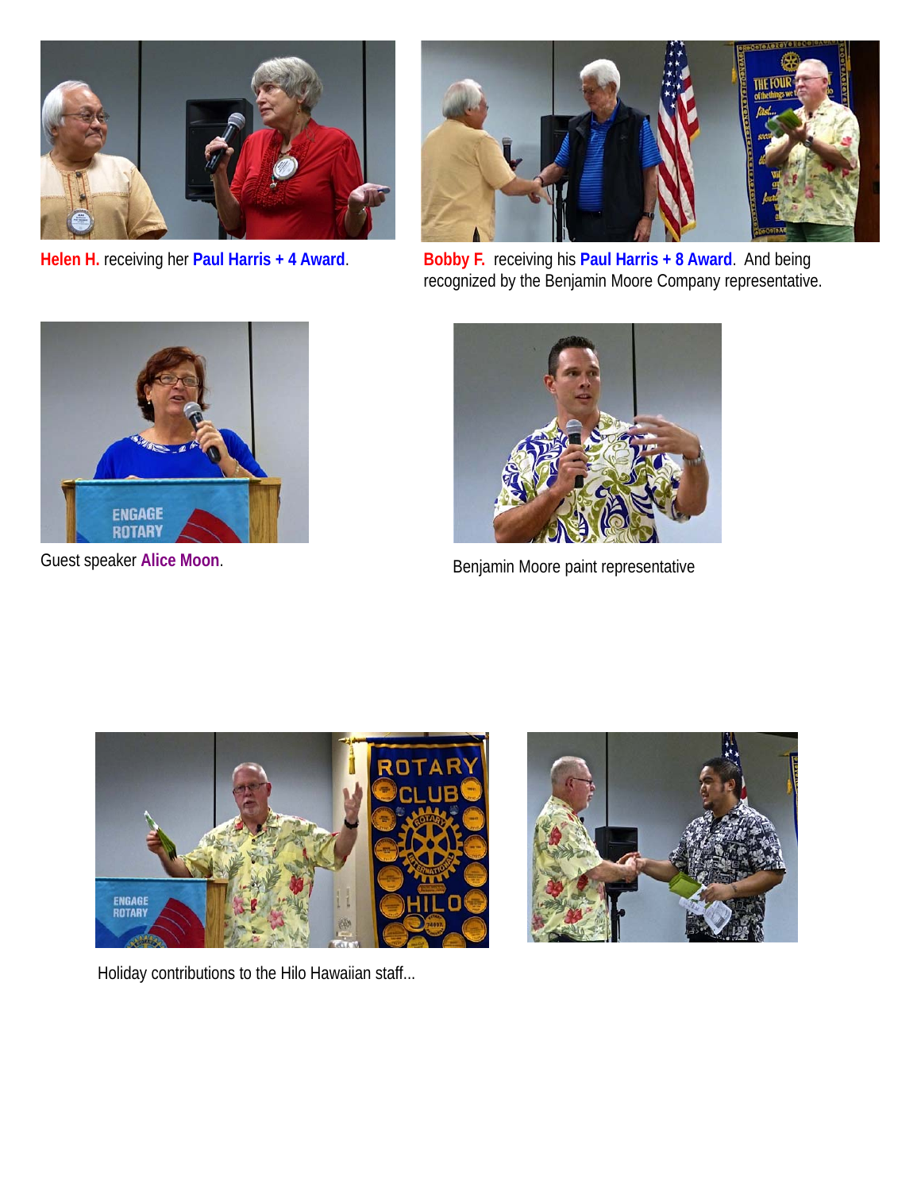**Helen H.** receiving her **Paul Harris + 4 Award**.

**Bobby F.** receiving his **Paul Harris + 8 Award**. And being recognized by the Benjamin Moore Company representative.

Guest speaker **Alice Moon**.

Benjamin Moore paint representative

Holiday contributions to the Hilo Hawaiian staff...